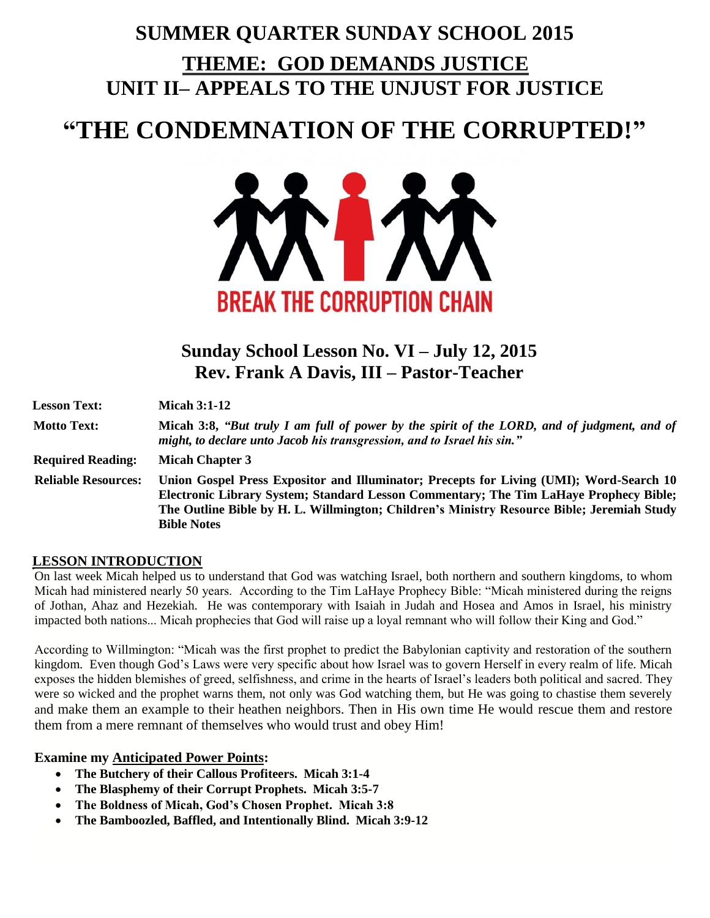# SUMMER QUARTER SUNDAY SCHOOL 2015

## THEME: GOD DEMANDS JUSTICE

## UNIT II– APPEALS TO THE UNJUST FOR JUSTICE

# "THE CONDEMNATION OF THE CORRUPTED!"

BREAK THE CORRUPTION CHAIN

## Sunday School Lesson No. VI – July 12, 2015

## Rev. Frank A Davis, III – Pastor-Teacher

**Lesson Text:** **Micah 3:1-12**

**Motto Text:** **Micah 3:8, *"But truly I am full of power by the spirit of the LORD, and of judgment, and of might, to declare unto Jacob his transgression, and to Israel his sin."***

**Required Reading:** **Micah Chapter 3**

**Reliable Resources:** **Union Gospel Press Expositor and Illuminator; Precepts for Living (UMI); Word-Search 10 Electronic Library System; Standard Lesson Commentary; The Tim LaHaye Prophecy Bible; The Outline Bible by H. L. Willmington; Children's Ministry Resource Bible; Jeremiah Study Bible Notes**

**LESSON INTRODUCTION**

On last week Micah helped us to understand that God was watching Israel, both northern and southern kingdoms, to whom Micah had ministered nearly 50 years. According to the Tim LaHaye Prophecy Bible: "Micah ministered during the reigns of Jothan, Ahaz and Hezekiah. He was contemporary with Isaiah in Judah and Hosea and Amos in Israel, his ministry impacted both nations... Micah prophecies that God will raise up a loyal remnant who will follow their King and God."

According to Willmington: "Micah was the first prophet to predict the Babylonian captivity and restoration of the southern kingdom. Even though God's Laws were very specific about how Israel was to govern Herself in every realm of life. Micah exposes the hidden blemishes of greed, selfishness, and crime in the hearts of Israel's leaders both political and sacred. They were so wicked and the prophet warns them, not only was God watching them, but He was going to chastise them severely and make them an example to their heathen neighbors. Then in His own time He would rescue them and restore them from a mere remnant of themselves who would trust and obey Him!

**Examine my Anticipated Power Points:**

- **The Butchery of their Callous Profiteers. Micah 3:1-4**
- **The Blasphemy of their Corrupt Prophets. Micah 3:5-7**
- **The Boldness of Micah, God's Chosen Prophet. Micah 3:8**
- **The Bamboozled, Baffled, and Intentionally Blind. Micah 3:9-12**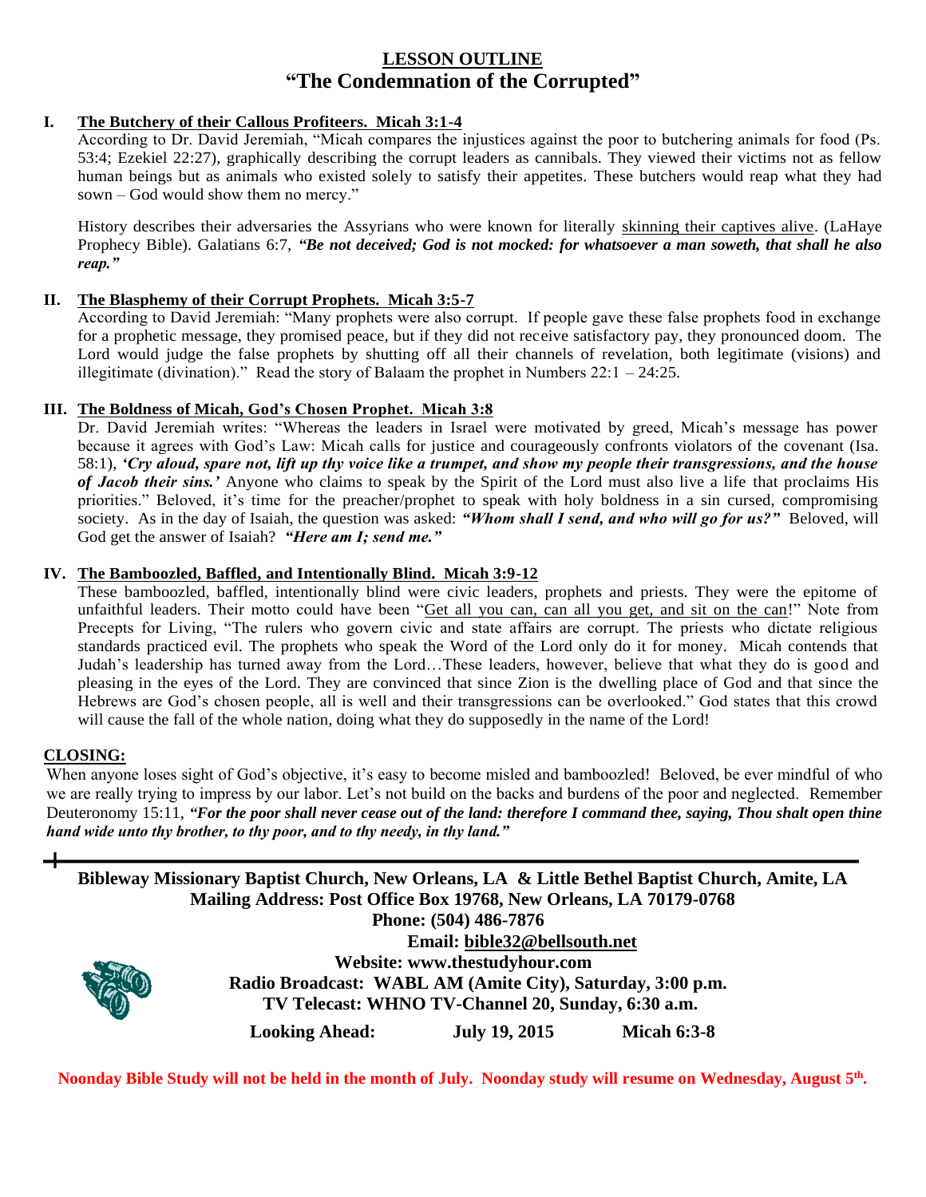## LESSON OUTLINE
## "The Condemnation of the Corrupted"

**I. The Butchery of their Callous Profiteers. Micah 3:1-4**

According to Dr. David Jeremiah, "Micah compares the injustices against the poor to butchering animals for food (Ps. 53:4; Ezekiel 22:27), graphically describing the corrupt leaders as cannibals. They viewed their victims not as fellow human beings but as animals who existed solely to satisfy their appetites. These butchers would reap what they had sown – God would show them no mercy."

History describes their adversaries the Assyrians who were known for literally skinning their captives alive. (LaHaye Prophecy Bible). Galatians 6:7, ***"Be not deceived; God is not mocked: for whatsoever a man soweth, that shall he also reap."***

**II. The Blasphemy of their Corrupt Prophets. Micah 3:5-7**

According to David Jeremiah: "Many prophets were also corrupt. If people gave these false prophets food in exchange for a prophetic message, they promised peace, but if they did not receive satisfactory pay, they pronounced doom. The Lord would judge the false prophets by shutting off all their channels of revelation, both legitimate (visions) and illegitimate (divination)." Read the story of Balaam the prophet in Numbers 22:1 – 24:25.

**III. The Boldness of Micah, God's Chosen Prophet. Micah 3:8**

Dr. David Jeremiah writes: "Whereas the leaders in Israel were motivated by greed, Micah's message has power because it agrees with God's Law: Micah calls for justice and courageously confronts violators of the covenant (Isa. 58:1), ***'Cry aloud, spare not, lift up thy voice like a trumpet, and show my people their transgressions, and the house of Jacob their sins.'*** Anyone who claims to speak by the Spirit of the Lord must also live a life that proclaims His priorities." Beloved, it's time for the preacher/prophet to speak with holy boldness in a sin cursed, compromising society. As in the day of Isaiah, the question was asked: ***"Whom shall I send, and who will go for us?"*** Beloved, will God get the answer of Isaiah? ***"Here am I; send me."***

**IV. The Bamboozled, Baffled, and Intentionally Blind. Micah 3:9-12**

These bamboozled, baffled, intentionally blind were civic leaders, prophets and priests. They were the epitome of unfaithful leaders. Their motto could have been "Get all you can, can all you get, and sit on the can!" Note from Precepts for Living, "The rulers who govern civic and state affairs are corrupt. The priests who dictate religious standards practiced evil. The prophets who speak the Word of the Lord only do it for money. Micah contends that Judah's leadership has turned away from the Lord…These leaders, however, believe that what they do is good and pleasing in the eyes of the Lord. They are convinced that since Zion is the dwelling place of God and that since the Hebrews are God's chosen people, all is well and their transgressions can be overlooked." God states that this crowd will cause the fall of the whole nation, doing what they do supposedly in the name of the Lord!

**CLOSING:**

When anyone loses sight of God's objective, it's easy to become misled and bamboozled! Beloved, be ever mindful of who we are really trying to impress by our labor. Let's not build on the backs and burdens of the poor and neglected. Remember Deuteronomy 15:11, ***"For the poor shall never cease out of the land: therefore I command thee, saying, Thou shalt open thine hand wide unto thy brother, to thy poor, and to thy needy, in thy land."***

---

**Bibleway Missionary Baptist Church, New Orleans, LA & Little Bethel Baptist Church, Amite, LA**
**Mailing Address: Post Office Box 19768, New Orleans, LA 70179-0768**
**Phone: (504) 486-7876**
**Email: bible32@bellsouth.net**
**Website: www.thestudyhour.com**
**Radio Broadcast: WABL AM (Amite City), Saturday, 3:00 p.m.**
**TV Telecast: WHNO TV-Channel 20, Sunday, 6:30 a.m.**

**Looking Ahead: July 19, 2015 Micah 6:3-8**

**Noonday Bible Study will not be held in the month of July. Noonday study will resume on Wednesday, August 5th.**